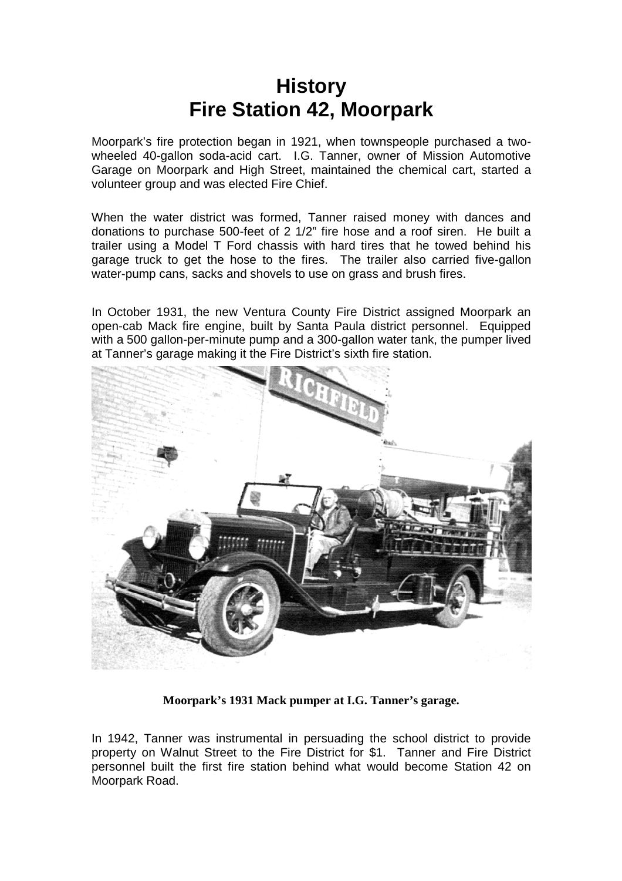# History
# Fire Station 42, Moorpark

Moorpark's fire protection began in 1921, when townspeople purchased a two-wheeled 40-gallon soda-acid cart. I.G. Tanner, owner of Mission Automotive Garage on Moorpark and High Street, maintained the chemical cart, started a volunteer group and was elected Fire Chief.

When the water district was formed, Tanner raised money with dances and donations to purchase 500-feet of 2 1/2" fire hose and a roof siren. He built a trailer using a Model T Ford chassis with hard tires that he towed behind his garage truck to get the hose to the fires. The trailer also carried five-gallon water-pump cans, sacks and shovels to use on grass and brush fires.

In October 1931, the new Ventura County Fire District assigned Moorpark an open-cab Mack fire engine, built by Santa Paula district personnel. Equipped with a 500 gallon-per-minute pump and a 300-gallon water tank, the pumper lived at Tanner's garage making it the Fire District's sixth fire station.

**Moorpark's 1931 Mack pumper at I.G. Tanner's garage.**

In 1942, Tanner was instrumental in persuading the school district to provide property on Walnut Street to the Fire District for $1. Tanner and Fire District personnel built the first fire station behind what would become Station 42 on Moorpark Road.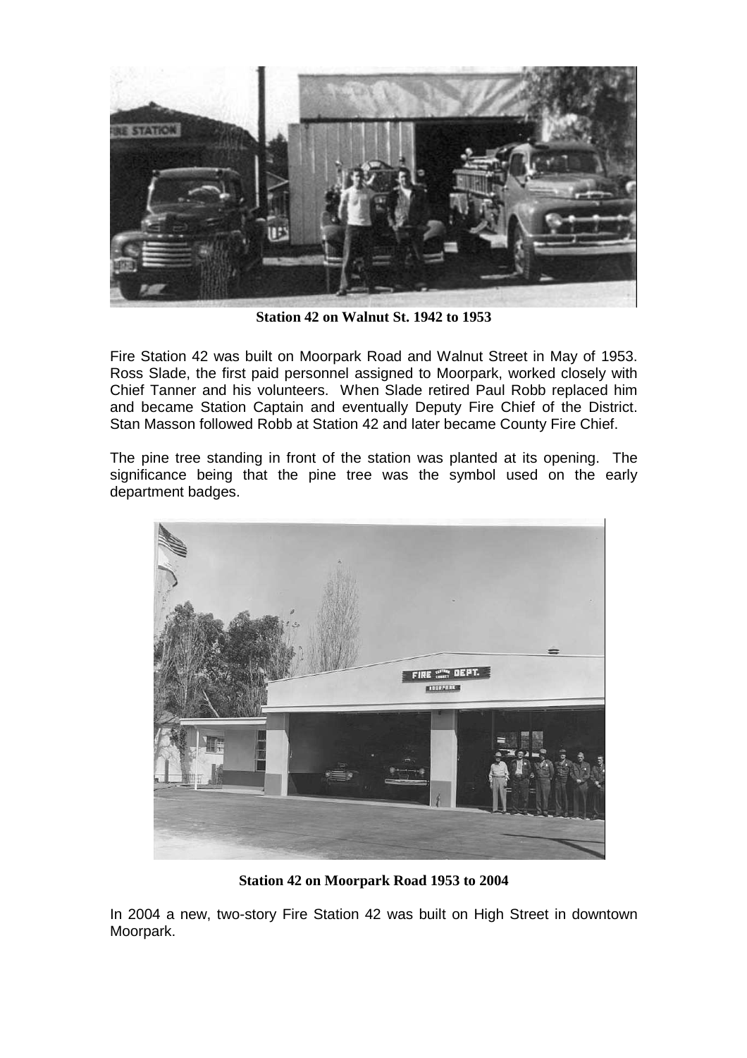**Station 42 on Walnut St. 1942 to 1953**

Fire Station 42 was built on Moorpark Road and Walnut Street in May of 1953. Ross Slade, the first paid personnel assigned to Moorpark, worked closely with Chief Tanner and his volunteers. When Slade retired Paul Robb replaced him and became Station Captain and eventually Deputy Fire Chief of the District. Stan Masson followed Robb at Station 42 and later became County Fire Chief.

The pine tree standing in front of the station was planted at its opening. The significance being that the pine tree was the symbol used on the early department badges.

**Station 42 on Moorpark Road 1953 to 2004**

In 2004 a new, two-story Fire Station 42 was built on High Street in downtown Moorpark.